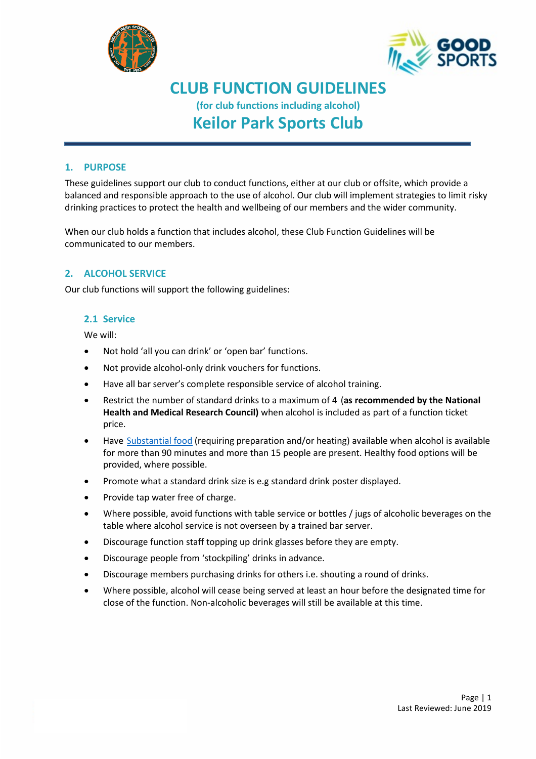# CLUB FUNCTION GUIDELINES

**(for club functions including alcohol)**

## Keilor Park Sports Club

### 1. PURPOSE

These guidelines support our club to conduct functions, either at our club or offsite, which provide a balanced and responsible approach to the use of alcohol. Our club will implement strategies to limit risky drinking practices to protect the health and wellbeing of our members and the wider community.

When our club holds a function that includes alcohol, these Club Function Guidelines will be communicated to our members.

### 2. ALCOHOL SERVICE

Our club functions will support the following guidelines:

#### 2.1 Service

We will:

- Not hold 'all you can drink' or 'open bar' functions.
- Not provide alcohol-only drink vouchers for functions.
- Have all bar server's complete responsible service of alcohol training.
- Restrict the number of standard drinks to a maximum of 4 (**as recommended by the National Health and Medical Research Council)** when alcohol is included as part of a function ticket price.
- Have Substantial food (requiring preparation and/or heating) available when alcohol is available for more than 90 minutes and more than 15 people are present. Healthy food options will be provided, where possible.
- Promote what a standard drink size is e.g standard drink poster displayed.
- Provide tap water free of charge.
- Where possible, avoid functions with table service or bottles / jugs of alcoholic beverages on the table where alcohol service is not overseen by a trained bar server.
- Discourage function staff topping up drink glasses before they are empty.
- Discourage people from 'stockpiling' drinks in advance.
- Discourage members purchasing drinks for others i.e. shouting a round of drinks.
- Where possible, alcohol will cease being served at least an hour before the designated time for close of the function. Non-alcoholic beverages will still be available at this time.

Last Reviewed: June 2019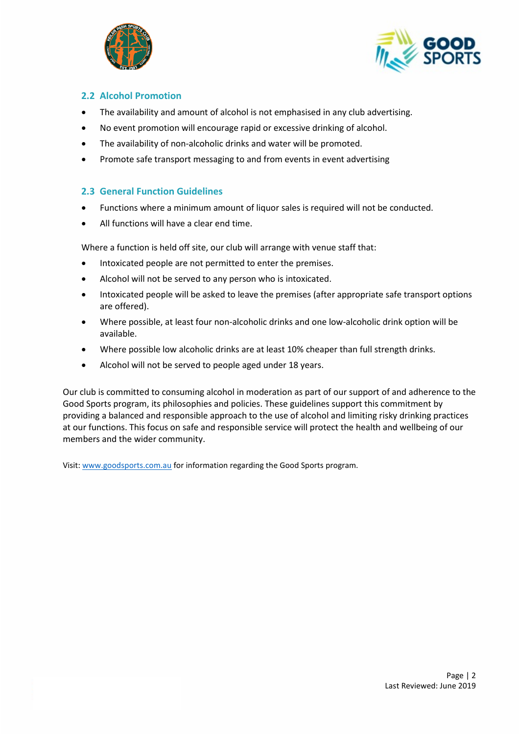## 2.2 Alcohol Promotion

- The availability and amount of alcohol is not emphasised in any club advertising.
- No event promotion will encourage rapid or excessive drinking of alcohol.
- The availability of non-alcoholic drinks and water will be promoted.
- Promote safe transport messaging to and from events in event advertising

## 2.3 General Function Guidelines

- Functions where a minimum amount of liquor sales is required will not be conducted.
- All functions will have a clear end time.

Where a function is held off site, our club will arrange with venue staff that:

- Intoxicated people are not permitted to enter the premises.
- Alcohol will not be served to any person who is intoxicated.
- Intoxicated people will be asked to leave the premises (after appropriate safe transport options are offered).
- Where possible, at least four non-alcoholic drinks and one low-alcoholic drink option will be available.
- Where possible low alcoholic drinks are at least 10% cheaper than full strength drinks.
- Alcohol will not be served to people aged under 18 years.

Our club is committed to consuming alcohol in moderation as part of our support of and adherence to the Good Sports program, its philosophies and policies. These guidelines support this commitment by providing a balanced and responsible approach to the use of alcohol and limiting risky drinking practices at our functions. This focus on safe and responsible service will protect the health and wellbeing of our members and the wider community.

Visit: www.goodsports.com.au for information regarding the Good Sports program.

Last Reviewed: June 2019